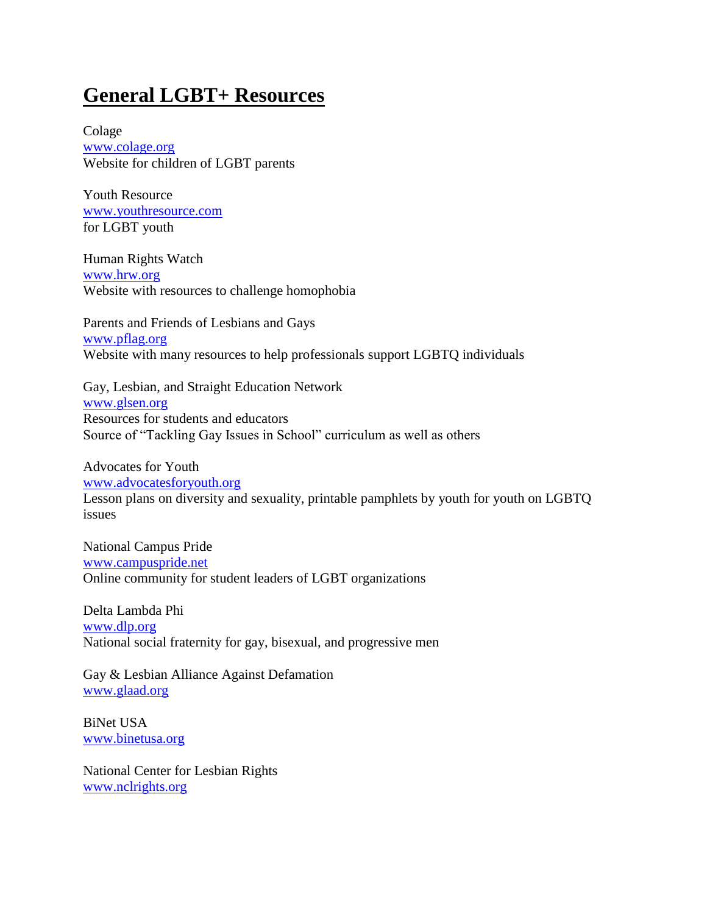# General LGBT+ Resources

Colage
www.colage.org
Website for children of LGBT parents

Youth Resource
www.youthresource.com
for LGBT youth

Human Rights Watch
www.hrw.org
Website with resources to challenge homophobia

Parents and Friends of Lesbians and Gays
www.pflag.org
Website with many resources to help professionals support LGBTQ individuals

Gay, Lesbian, and Straight Education Network
www.glsen.org
Resources for students and educators
Source of "Tackling Gay Issues in School" curriculum as well as others

Advocates for Youth
www.advocatesforyouth.org
Lesson plans on diversity and sexuality, printable pamphlets by youth for youth on LGBTQ issues

National Campus Pride
www.campuspride.net
Online community for student leaders of LGBT organizations

Delta Lambda Phi
www.dlp.org
National social fraternity for gay, bisexual, and progressive men

Gay & Lesbian Alliance Against Defamation
www.glaad.org

BiNet USA
www.binetusa.org

National Center for Lesbian Rights
www.nclrights.org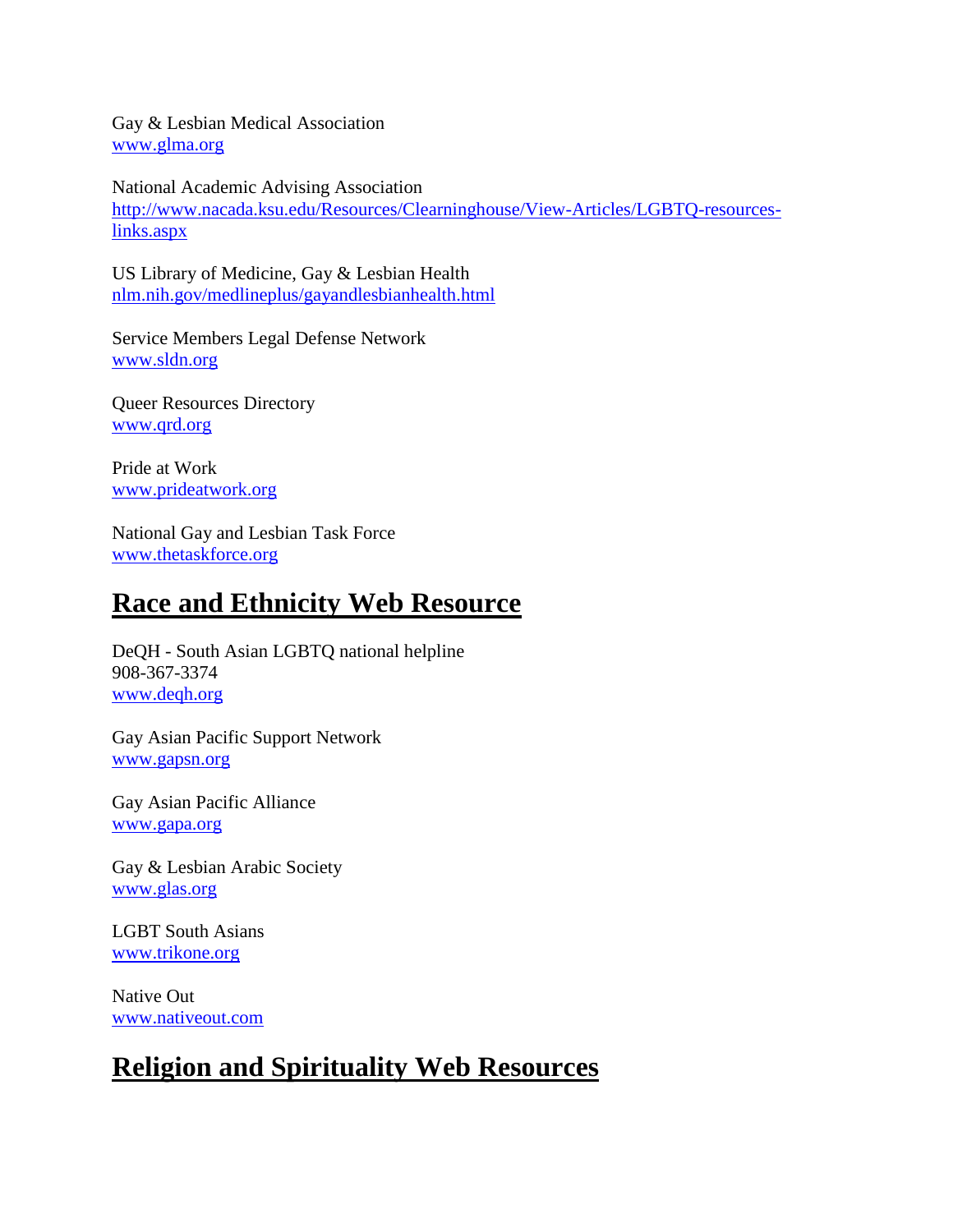Gay & Lesbian Medical Association
www.glma.org

National Academic Advising Association
http://www.nacada.ksu.edu/Resources/Clearninghouse/View-Articles/LGBTQ-resources-links.aspx

US Library of Medicine, Gay & Lesbian Health
nlm.nih.gov/medlineplus/gayandlesbianhealth.html

Service Members Legal Defense Network
www.sldn.org

Queer Resources Directory
www.qrd.org

Pride at Work
www.prideatwork.org

National Gay and Lesbian Task Force
www.thetaskforce.org

## Race and Ethnicity Web Resource

DeQH - South Asian LGBTQ national helpline
908-367-3374
www.deqh.org

Gay Asian Pacific Support Network
www.gapsn.org

Gay Asian Pacific Alliance
www.gapa.org

Gay & Lesbian Arabic Society
www.glas.org

LGBT South Asians
www.trikone.org

Native Out
www.nativeout.com

## Religion and Spirituality Web Resources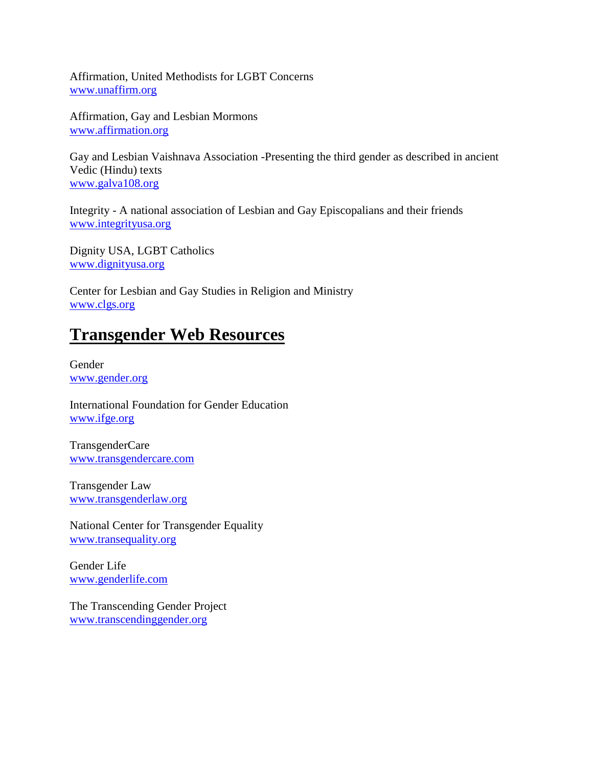Affirmation, United Methodists for LGBT Concerns
www.unaffirm.org

Affirmation, Gay and Lesbian Mormons
www.affirmation.org

Gay and Lesbian Vaishnava Association -Presenting the third gender as described in ancient Vedic (Hindu) texts
www.galva108.org

Integrity - A national association of Lesbian and Gay Episcopalians and their friends
www.integrityusa.org

Dignity USA, LGBT Catholics
www.dignityusa.org

Center for Lesbian and Gay Studies in Religion and Ministry
www.clgs.org

## Transgender Web Resources

Gender
www.gender.org

International Foundation for Gender Education
www.ifge.org

TransgenderCare
www.transgendercare.com

Transgender Law
www.transgenderlaw.org

National Center for Transgender Equality
www.transequality.org

Gender Life
www.genderlife.com

The Transcending Gender Project
www.transcendinggender.org